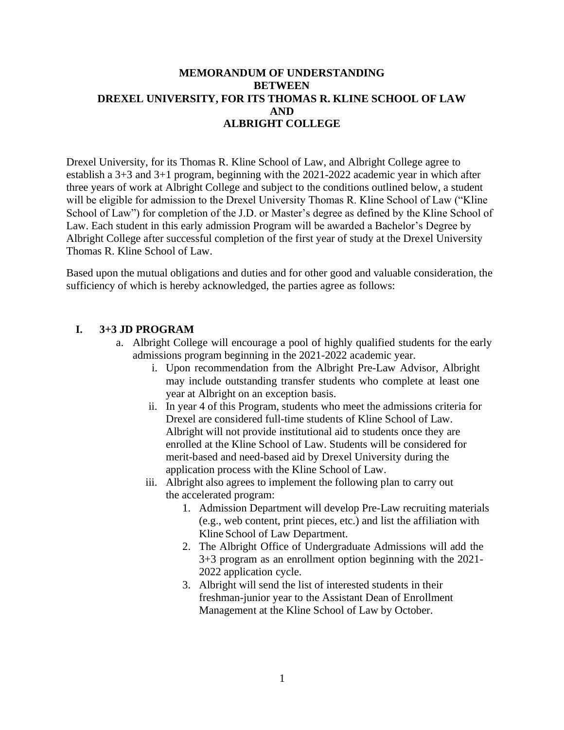# MEMORANDUM OF UNDERSTANDING BETWEEN DREXEL UNIVERSITY, FOR ITS THOMAS R. KLINE SCHOOL OF LAW AND ALBRIGHT COLLEGE

Drexel University, for its Thomas R. Kline School of Law, and Albright College agree to establish a 3+3 and 3+1 program, beginning with the 2021-2022 academic year in which after three years of work at Albright College and subject to the conditions outlined below, a student will be eligible for admission to the Drexel University Thomas R. Kline School of Law ("Kline School of Law") for completion of the J.D. or Master's degree as defined by the Kline School of Law. Each student in this early admission Program will be awarded a Bachelor's Degree by Albright College after successful completion of the first year of study at the Drexel University Thomas R. Kline School of Law.

Based upon the mutual obligations and duties and for other good and valuable consideration, the sufficiency of which is hereby acknowledged, the parties agree as follows:

## I. 3+3 JD PROGRAM

a. Albright College will encourage a pool of highly qualified students for the early admissions program beginning in the 2021-2022 academic year.

   i. Upon recommendation from the Albright Pre-Law Advisor, Albright may include outstanding transfer students who complete at least one year at Albright on an exception basis.

   ii. In year 4 of this Program, students who meet the admissions criteria for Drexel are considered full-time students of Kline School of Law. Albright will not provide institutional aid to students once they are enrolled at the Kline School of Law. Students will be considered for merit-based and need-based aid by Drexel University during the application process with the Kline School of Law.

   iii. Albright also agrees to implement the following plan to carry out the accelerated program:

      1. Admission Department will develop Pre-Law recruiting materials (e.g., web content, print pieces, etc.) and list the affiliation with Kline School of Law Department.
      2. The Albright Office of Undergraduate Admissions will add the 3+3 program as an enrollment option beginning with the 2021-2022 application cycle.
      3. Albright will send the list of interested students in their freshman-junior year to the Assistant Dean of Enrollment Management at the Kline School of Law by October.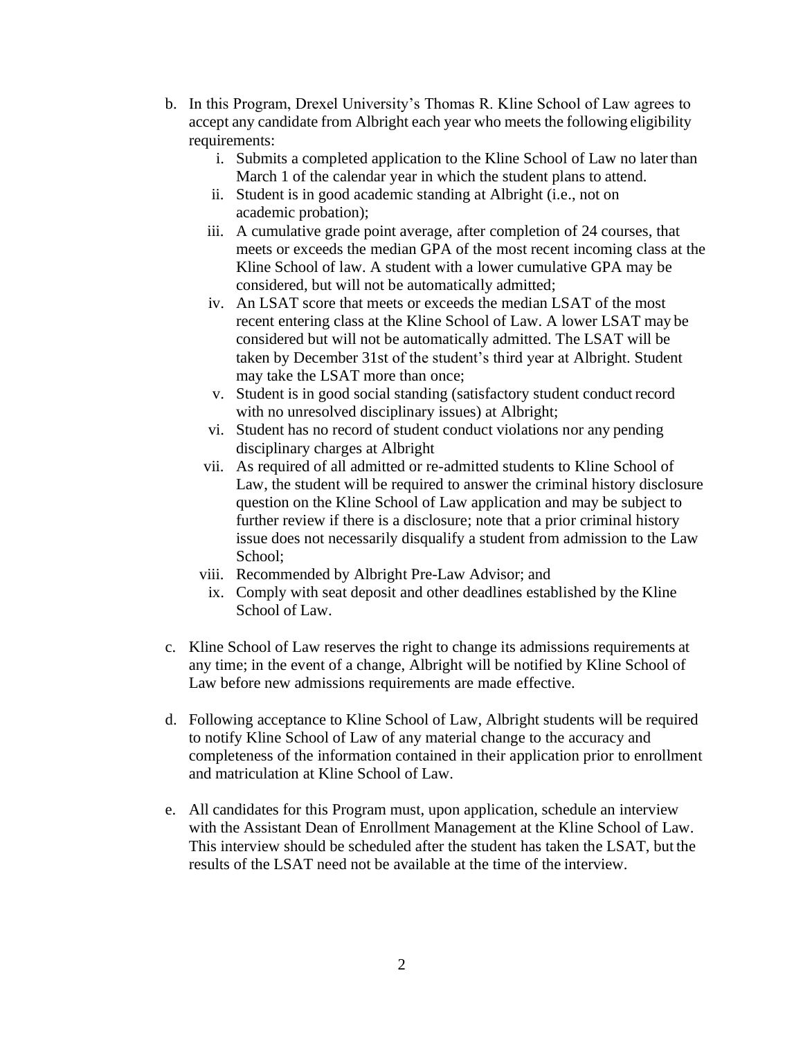b. In this Program, Drexel University's Thomas R. Kline School of Law agrees to accept any candidate from Albright each year who meets the following eligibility requirements:
   i. Submits a completed application to the Kline School of Law no later than March 1 of the calendar year in which the student plans to attend.
   ii. Student is in good academic standing at Albright (i.e., not on academic probation);
   iii. A cumulative grade point average, after completion of 24 courses, that meets or exceeds the median GPA of the most recent incoming class at the Kline School of law. A student with a lower cumulative GPA may be considered, but will not be automatically admitted;
   iv. An LSAT score that meets or exceeds the median LSAT of the most recent entering class at the Kline School of Law. A lower LSAT may be considered but will not be automatically admitted. The LSAT will be taken by December 31st of the student's third year at Albright. Student may take the LSAT more than once;
   v. Student is in good social standing (satisfactory student conduct record with no unresolved disciplinary issues) at Albright;
   vi. Student has no record of student conduct violations nor any pending disciplinary charges at Albright
   vii. As required of all admitted or re-admitted students to Kline School of Law, the student will be required to answer the criminal history disclosure question on the Kline School of Law application and may be subject to further review if there is a disclosure; note that a prior criminal history issue does not necessarily disqualify a student from admission to the Law School;
   viii. Recommended by Albright Pre-Law Advisor; and
   ix. Comply with seat deposit and other deadlines established by the Kline School of Law.

c. Kline School of Law reserves the right to change its admissions requirements at any time; in the event of a change, Albright will be notified by Kline School of Law before new admissions requirements are made effective.

d. Following acceptance to Kline School of Law, Albright students will be required to notify Kline School of Law of any material change to the accuracy and completeness of the information contained in their application prior to enrollment and matriculation at Kline School of Law.

e. All candidates for this Program must, upon application, schedule an interview with the Assistant Dean of Enrollment Management at the Kline School of Law. This interview should be scheduled after the student has taken the LSAT, but the results of the LSAT need not be available at the time of the interview.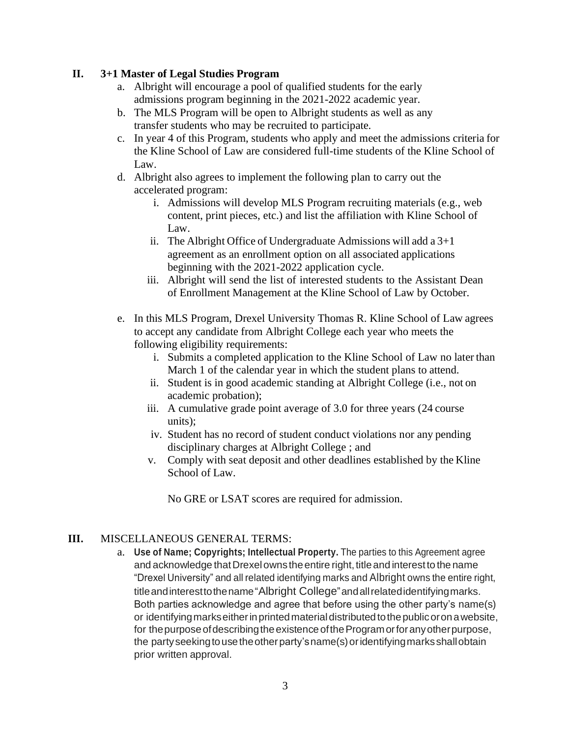## II. 3+1 Master of Legal Studies Program

a. Albright will encourage a pool of qualified students for the early admissions program beginning in the 2021-2022 academic year.

b. The MLS Program will be open to Albright students as well as any transfer students who may be recruited to participate.

c. In year 4 of this Program, students who apply and meet the admissions criteria for the Kline School of Law are considered full-time students of the Kline School of Law.

d. Albright also agrees to implement the following plan to carry out the accelerated program:

   i. Admissions will develop MLS Program recruiting materials (e.g., web content, print pieces, etc.) and list the affiliation with Kline School of Law.

   ii. The Albright Office of Undergraduate Admissions will add a 3+1 agreement as an enrollment option on all associated applications beginning with the 2021-2022 application cycle.

   iii. Albright will send the list of interested students to the Assistant Dean of Enrollment Management at the Kline School of Law by October.

e. In this MLS Program, Drexel University Thomas R. Kline School of Law agrees to accept any candidate from Albright College each year who meets the following eligibility requirements:

   i. Submits a completed application to the Kline School of Law no later than March 1 of the calendar year in which the student plans to attend.

   ii. Student is in good academic standing at Albright College (i.e., not on academic probation);

   iii. A cumulative grade point average of 3.0 for three years (24 course units);

   iv. Student has no record of student conduct violations nor any pending disciplinary charges at Albright College ; and

   v. Comply with seat deposit and other deadlines established by the Kline School of Law.

   No GRE or LSAT scores are required for admission.

## III. MISCELLANEOUS GENERAL TERMS:

a. **Use of Name; Copyrights; Intellectual Property.** The parties to this Agreement agree and acknowledge that Drexel owns the entire right, title and interest to the name "Drexel University" and all related identifying marks and Albright owns the entire right, title and interest to the name "Albright College" and all related identifying marks. Both parties acknowledge and agree that before using the other party's name(s) or identifying marks either in printed material distributed to the public or on a website, for the purpose of describing the existence of the Program or for any other purpose, the party seeking to use the other party's name(s) or identifying marks shall obtain prior written approval.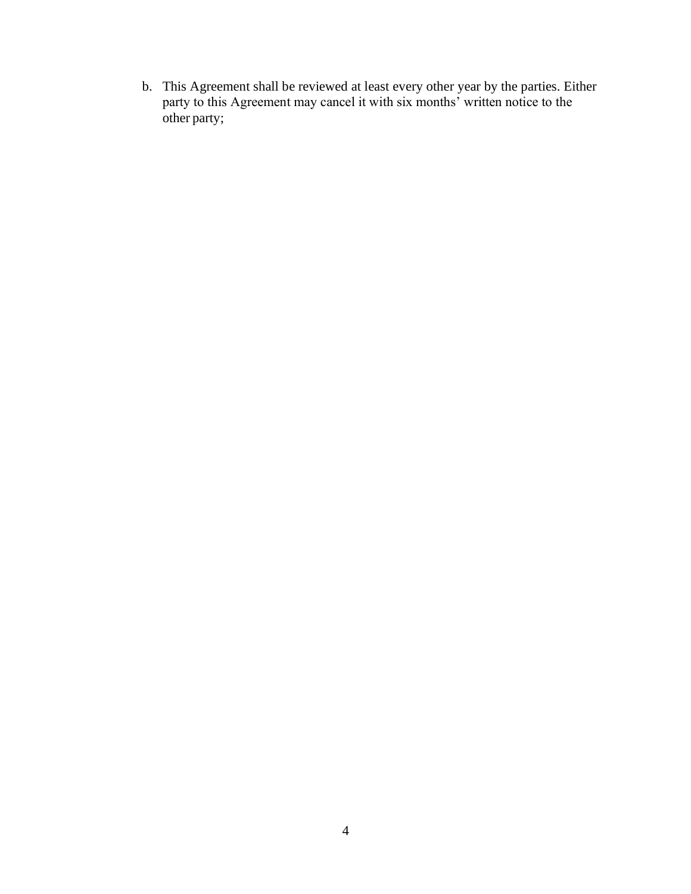b. This Agreement shall be reviewed at least every other year by the parties. Either party to this Agreement may cancel it with six months' written notice to the other party;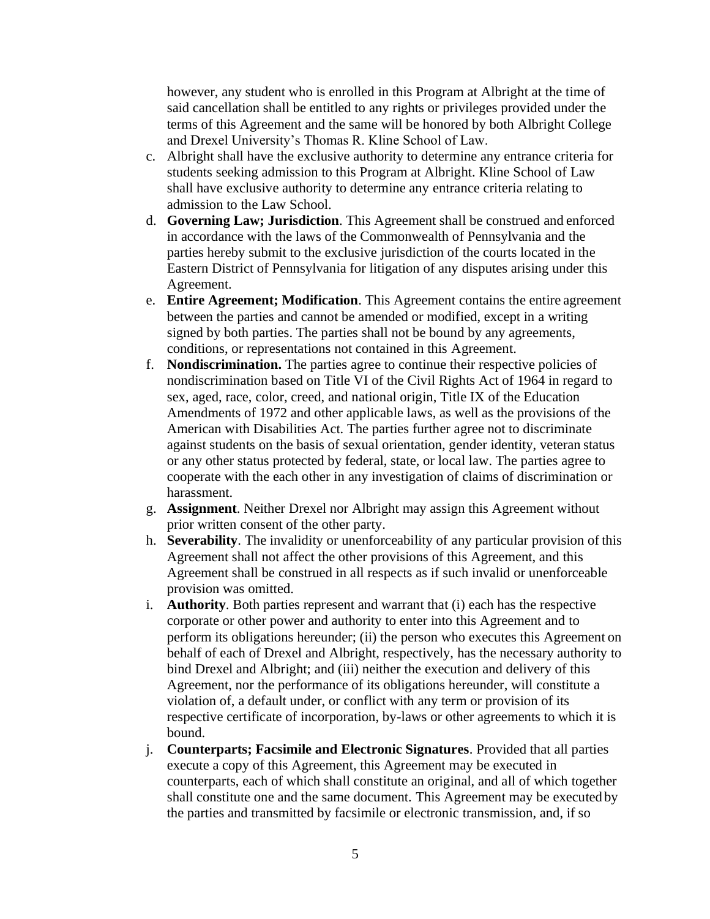however, any student who is enrolled in this Program at Albright at the time of said cancellation shall be entitled to any rights or privileges provided under the terms of this Agreement and the same will be honored by both Albright College and Drexel University's Thomas R. Kline School of Law.

c. Albright shall have the exclusive authority to determine any entrance criteria for students seeking admission to this Program at Albright. Kline School of Law shall have exclusive authority to determine any entrance criteria relating to admission to the Law School.

d. **Governing Law; Jurisdiction**. This Agreement shall be construed and enforced in accordance with the laws of the Commonwealth of Pennsylvania and the parties hereby submit to the exclusive jurisdiction of the courts located in the Eastern District of Pennsylvania for litigation of any disputes arising under this Agreement.

e. **Entire Agreement; Modification**. This Agreement contains the entire agreement between the parties and cannot be amended or modified, except in a writing signed by both parties. The parties shall not be bound by any agreements, conditions, or representations not contained in this Agreement.

f. **Nondiscrimination.** The parties agree to continue their respective policies of nondiscrimination based on Title VI of the Civil Rights Act of 1964 in regard to sex, aged, race, color, creed, and national origin, Title IX of the Education Amendments of 1972 and other applicable laws, as well as the provisions of the American with Disabilities Act. The parties further agree not to discriminate against students on the basis of sexual orientation, gender identity, veteran status or any other status protected by federal, state, or local law. The parties agree to cooperate with the each other in any investigation of claims of discrimination or harassment.

g. **Assignment**. Neither Drexel nor Albright may assign this Agreement without prior written consent of the other party.

h. **Severability**. The invalidity or unenforceability of any particular provision of this Agreement shall not affect the other provisions of this Agreement, and this Agreement shall be construed in all respects as if such invalid or unenforceable provision was omitted.

i. **Authority**. Both parties represent and warrant that (i) each has the respective corporate or other power and authority to enter into this Agreement and to perform its obligations hereunder; (ii) the person who executes this Agreement on behalf of each of Drexel and Albright, respectively, has the necessary authority to bind Drexel and Albright; and (iii) neither the execution and delivery of this Agreement, nor the performance of its obligations hereunder, will constitute a violation of, a default under, or conflict with any term or provision of its respective certificate of incorporation, by-laws or other agreements to which it is bound.

j. **Counterparts; Facsimile and Electronic Signatures**. Provided that all parties execute a copy of this Agreement, this Agreement may be executed in counterparts, each of which shall constitute an original, and all of which together shall constitute one and the same document. This Agreement may be executed by the parties and transmitted by facsimile or electronic transmission, and, if so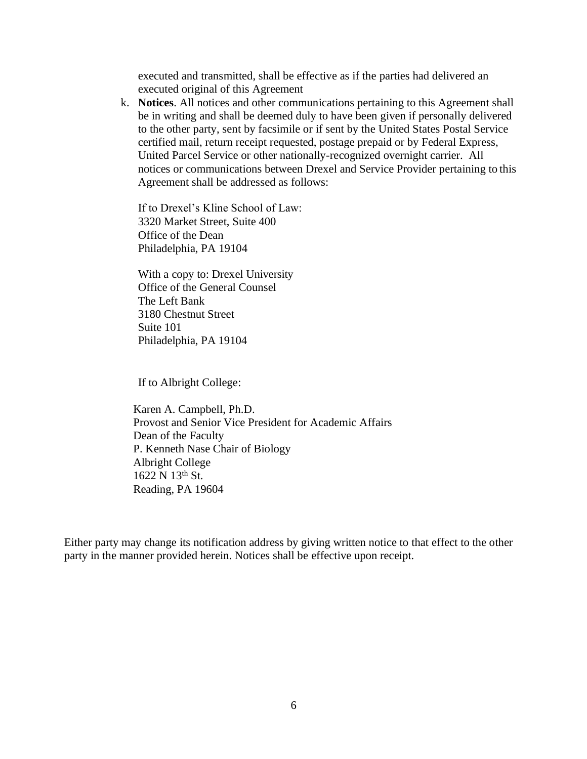executed and transmitted, shall be effective as if the parties had delivered an executed original of this Agreement

k. **Notices**. All notices and other communications pertaining to this Agreement shall be in writing and shall be deemed duly to have been given if personally delivered to the other party, sent by facsimile or if sent by the United States Postal Service certified mail, return receipt requested, postage prepaid or by Federal Express, United Parcel Service or other nationally-recognized overnight carrier. All notices or communications between Drexel and Service Provider pertaining to this Agreement shall be addressed as follows:

   If to Drexel's Kline School of Law:
   3320 Market Street, Suite 400
   Office of the Dean
   Philadelphia, PA 19104

   With a copy to: Drexel University
   Office of the General Counsel
   The Left Bank
   3180 Chestnut Street
   Suite 101
   Philadelphia, PA 19104

   If to Albright College:

   Karen A. Campbell, Ph.D.
   Provost and Senior Vice President for Academic Affairs
   Dean of the Faculty
   P. Kenneth Nase Chair of Biology
   Albright College
   1622 N 13th St.
   Reading, PA 19604

Either party may change its notification address by giving written notice to that effect to the other party in the manner provided herein. Notices shall be effective upon receipt.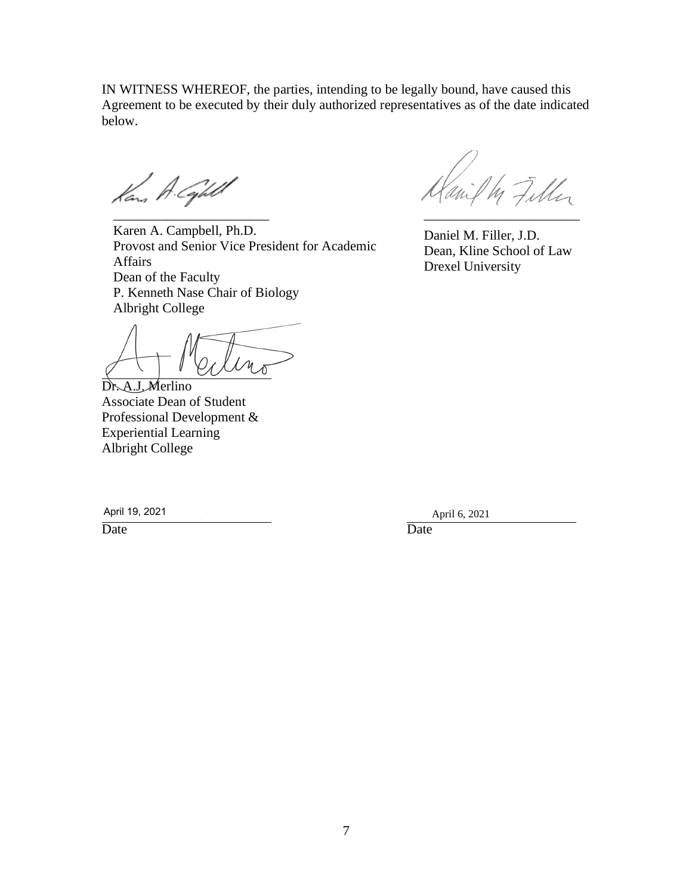IN WITNESS WHEREOF, the parties, intending to be legally bound, have caused this Agreement to be executed by their duly authorized representatives as of the date indicated below.

\_\_\_\_\_\_\_\_\_\_\_\_\_\_\_\_\_\_\_\_\_\_\_\_

Karen A. Campbell, Ph.D.
Provost and Senior Vice President for Academic Affairs
Dean of the Faculty
P. Kenneth Nase Chair of Biology
Albright College

\_\_\_\_\_\_\_\_\_\_\_\_\_\_\_\_\_\_\_\_\_\_\_\_

Dr. A.J. Merlino
Associate Dean of Student Professional Development &
Experiential Learning
Albright College

April 19, 2021
Date

\_\_\_\_\_\_\_\_\_\_\_\_\_\_\_\_\_\_\_\_\_\_\_\_

Daniel M. Filler, J.D.
Dean, Kline School of Law
Drexel University

April 6, 2021
Date